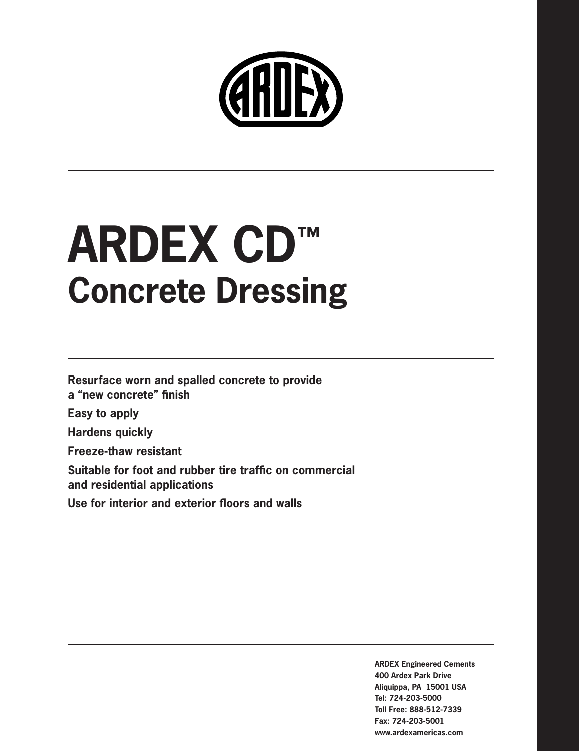# ARDEX CD™

## Concrete Dressing

**Resurface worn and spalled concrete to provide a "new concrete" finish**

**Easy to apply**

**Hardens quickly**

**Freeze-thaw resistant**

**Suitable for foot and rubber tire traffic on commercial and residential applications**

**Use for interior and exterior floors and walls**

**ARDEX Engineered Cements**
**400 Ardex Park Drive**
**Aliquippa, PA 15001 USA**
**Tel: 724-203-5000**
**Toll Free: 888-512-7339**
**Fax: 724-203-5001**
**www.ardexamericas.com**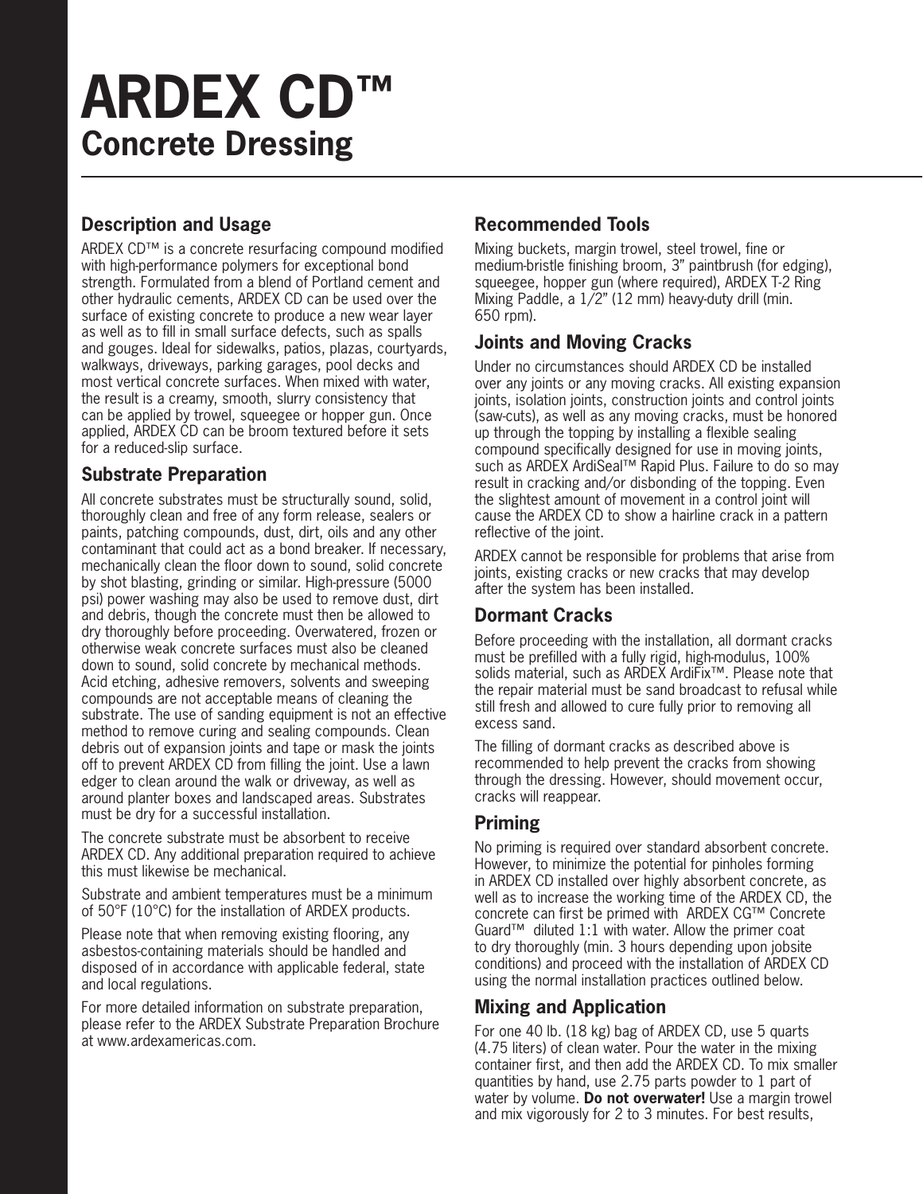# ARDEX CD™

## Concrete Dressing

### Description and Usage

ARDEX CD™ is a concrete resurfacing compound modified with high-performance polymers for exceptional bond strength. Formulated from a blend of Portland cement and other hydraulic cements, ARDEX CD can be used over the surface of existing concrete to produce a new wear layer as well as to fill in small surface defects, such as spalls and gouges. Ideal for sidewalks, patios, plazas, courtyards, walkways, driveways, parking garages, pool decks and most vertical concrete surfaces. When mixed with water, the result is a creamy, smooth, slurry consistency that can be applied by trowel, squeegee or hopper gun. Once applied, ARDEX CD can be broom textured before it sets for a reduced-slip surface.

### Substrate Preparation

All concrete substrates must be structurally sound, solid, thoroughly clean and free of any form release, sealers or paints, patching compounds, dust, dirt, oils and any other contaminant that could act as a bond breaker. If necessary, mechanically clean the floor down to sound, solid concrete by shot blasting, grinding or similar. High-pressure (5000 psi) power washing may also be used to remove dust, dirt and debris, though the concrete must then be allowed to dry thoroughly before proceeding. Overwatered, frozen or otherwise weak concrete surfaces must also be cleaned down to sound, solid concrete by mechanical methods. Acid etching, adhesive removers, solvents and sweeping compounds are not acceptable means of cleaning the substrate. The use of sanding equipment is not an effective method to remove curing and sealing compounds. Clean debris out of expansion joints and tape or mask the joints off to prevent ARDEX CD from filling the joint. Use a lawn edger to clean around the walk or driveway, as well as around planter boxes and landscaped areas. Substrates must be dry for a successful installation.

The concrete substrate must be absorbent to receive ARDEX CD. Any additional preparation required to achieve this must likewise be mechanical.

Substrate and ambient temperatures must be a minimum of 50°F (10°C) for the installation of ARDEX products.

Please note that when removing existing flooring, any asbestos-containing materials should be handled and disposed of in accordance with applicable federal, state and local regulations.

For more detailed information on substrate preparation, please refer to the ARDEX Substrate Preparation Brochure at www.ardexamericas.com.

### Recommended Tools

Mixing buckets, margin trowel, steel trowel, fine or medium-bristle finishing broom, 3" paintbrush (for edging), squeegee, hopper gun (where required), ARDEX T-2 Ring Mixing Paddle, a 1/2" (12 mm) heavy-duty drill (min. 650 rpm).

### Joints and Moving Cracks

Under no circumstances should ARDEX CD be installed over any joints or any moving cracks. All existing expansion joints, isolation joints, construction joints and control joints (saw-cuts), as well as any moving cracks, must be honored up through the topping by installing a flexible sealing compound specifically designed for use in moving joints, such as ARDEX ArdiSeal™ Rapid Plus. Failure to do so may result in cracking and/or disbonding of the topping. Even the slightest amount of movement in a control joint will cause the ARDEX CD to show a hairline crack in a pattern reflective of the joint.

ARDEX cannot be responsible for problems that arise from joints, existing cracks or new cracks that may develop after the system has been installed.

### Dormant Cracks

Before proceeding with the installation, all dormant cracks must be prefilled with a fully rigid, high-modulus, 100% solids material, such as ARDEX ArdiFix™. Please note that the repair material must be sand broadcast to refusal while still fresh and allowed to cure fully prior to removing all excess sand.

The filling of dormant cracks as described above is recommended to help prevent the cracks from showing through the dressing. However, should movement occur, cracks will reappear.

### Priming

No priming is required over standard absorbent concrete. However, to minimize the potential for pinholes forming in ARDEX CD installed over highly absorbent concrete, as well as to increase the working time of the ARDEX CD, the concrete can first be primed with ARDEX CG™ Concrete Guard™ diluted 1:1 with water. Allow the primer coat to dry thoroughly (min. 3 hours depending upon jobsite conditions) and proceed with the installation of ARDEX CD using the normal installation practices outlined below.

### Mixing and Application

For one 40 lb. (18 kg) bag of ARDEX CD, use 5 quarts (4.75 liters) of clean water. Pour the water in the mixing container first, and then add the ARDEX CD. To mix smaller quantities by hand, use 2.75 parts powder to 1 part of water by volume. **Do not overwater!** Use a margin trowel and mix vigorously for 2 to 3 minutes. For best results,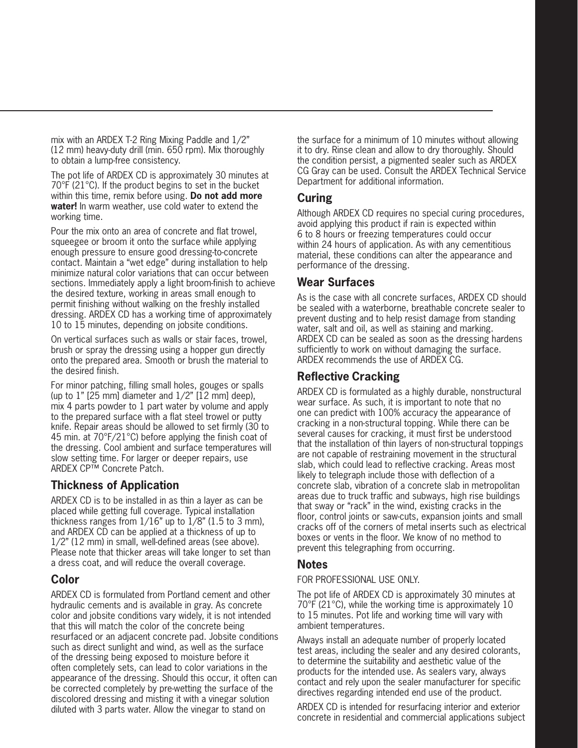mix with an ARDEX T-2 Ring Mixing Paddle and 1/2" (12 mm) heavy-duty drill (min. 650 rpm). Mix thoroughly to obtain a lump-free consistency.

The pot life of ARDEX CD is approximately 30 minutes at 70°F (21°C). If the product begins to set in the bucket within this time, remix before using. **Do not add more water!** In warm weather, use cold water to extend the working time.

Pour the mix onto an area of concrete and flat trowel, squeegee or broom it onto the surface while applying enough pressure to ensure good dressing-to-concrete contact. Maintain a "wet edge" during installation to help minimize natural color variations that can occur between sections. Immediately apply a light broom-finish to achieve the desired texture, working in areas small enough to permit finishing without walking on the freshly installed dressing. ARDEX CD has a working time of approximately 10 to 15 minutes, depending on jobsite conditions.

On vertical surfaces such as walls or stair faces, trowel, brush or spray the dressing using a hopper gun directly onto the prepared area. Smooth or brush the material to the desired finish.

For minor patching, filling small holes, gouges or spalls (up to 1" [25 mm] diameter and 1/2" [12 mm] deep), mix 4 parts powder to 1 part water by volume and apply to the prepared surface with a flat steel trowel or putty knife. Repair areas should be allowed to set firmly (30 to 45 min. at 70°F/21°C) before applying the finish coat of the dressing. Cool ambient and surface temperatures will slow setting time. For larger or deeper repairs, use ARDEX CP™ Concrete Patch.

## Thickness of Application

ARDEX CD is to be installed in as thin a layer as can be placed while getting full coverage. Typical installation thickness ranges from 1/16" up to 1/8" (1.5 to 3 mm), and ARDEX CD can be applied at a thickness of up to 1/2" (12 mm) in small, well-defined areas (see above). Please note that thicker areas will take longer to set than a dress coat, and will reduce the overall coverage.

## Color

ARDEX CD is formulated from Portland cement and other hydraulic cements and is available in gray. As concrete color and jobsite conditions vary widely, it is not intended that this will match the color of the concrete being resurfaced or an adjacent concrete pad. Jobsite conditions such as direct sunlight and wind, as well as the surface of the dressing being exposed to moisture before it often completely sets, can lead to color variations in the appearance of the dressing. Should this occur, it often can be corrected completely by pre-wetting the surface of the discolored dressing and misting it with a vinegar solution diluted with 3 parts water. Allow the vinegar to stand on the surface for a minimum of 10 minutes without allowing it to dry. Rinse clean and allow to dry thoroughly. Should the condition persist, a pigmented sealer such as ARDEX CG Gray can be used. Consult the ARDEX Technical Service Department for additional information.

## Curing

Although ARDEX CD requires no special curing procedures, avoid applying this product if rain is expected within 6 to 8 hours or freezing temperatures could occur within 24 hours of application. As with any cementitious material, these conditions can alter the appearance and performance of the dressing.

## Wear Surfaces

As is the case with all concrete surfaces, ARDEX CD should be sealed with a waterborne, breathable concrete sealer to prevent dusting and to help resist damage from standing water, salt and oil, as well as staining and marking. ARDEX CD can be sealed as soon as the dressing hardens sufficiently to work on without damaging the surface. ARDEX recommends the use of ARDEX CG.

## Reflective Cracking

ARDEX CD is formulated as a highly durable, nonstructural wear surface. As such, it is important to note that no one can predict with 100% accuracy the appearance of cracking in a non-structural topping. While there can be several causes for cracking, it must first be understood that the installation of thin layers of non-structural toppings are not capable of restraining movement in the structural slab, which could lead to reflective cracking. Areas most likely to telegraph include those with deflection of a concrete slab, vibration of a concrete slab in metropolitan areas due to truck traffic and subways, high rise buildings that sway or "rack" in the wind, existing cracks in the floor, control joints or saw-cuts, expansion joints and small cracks off of the corners of metal inserts such as electrical boxes or vents in the floor. We know of no method to prevent this telegraphing from occurring.

## Notes

FOR PROFESSIONAL USE ONLY.

The pot life of ARDEX CD is approximately 30 minutes at 70°F (21°C), while the working time is approximately 10 to 15 minutes. Pot life and working time will vary with ambient temperatures.

Always install an adequate number of properly located test areas, including the sealer and any desired colorants, to determine the suitability and aesthetic value of the products for the intended use. As sealers vary, always contact and rely upon the sealer manufacturer for specific directives regarding intended end use of the product.

ARDEX CD is intended for resurfacing interior and exterior concrete in residential and commercial applications subject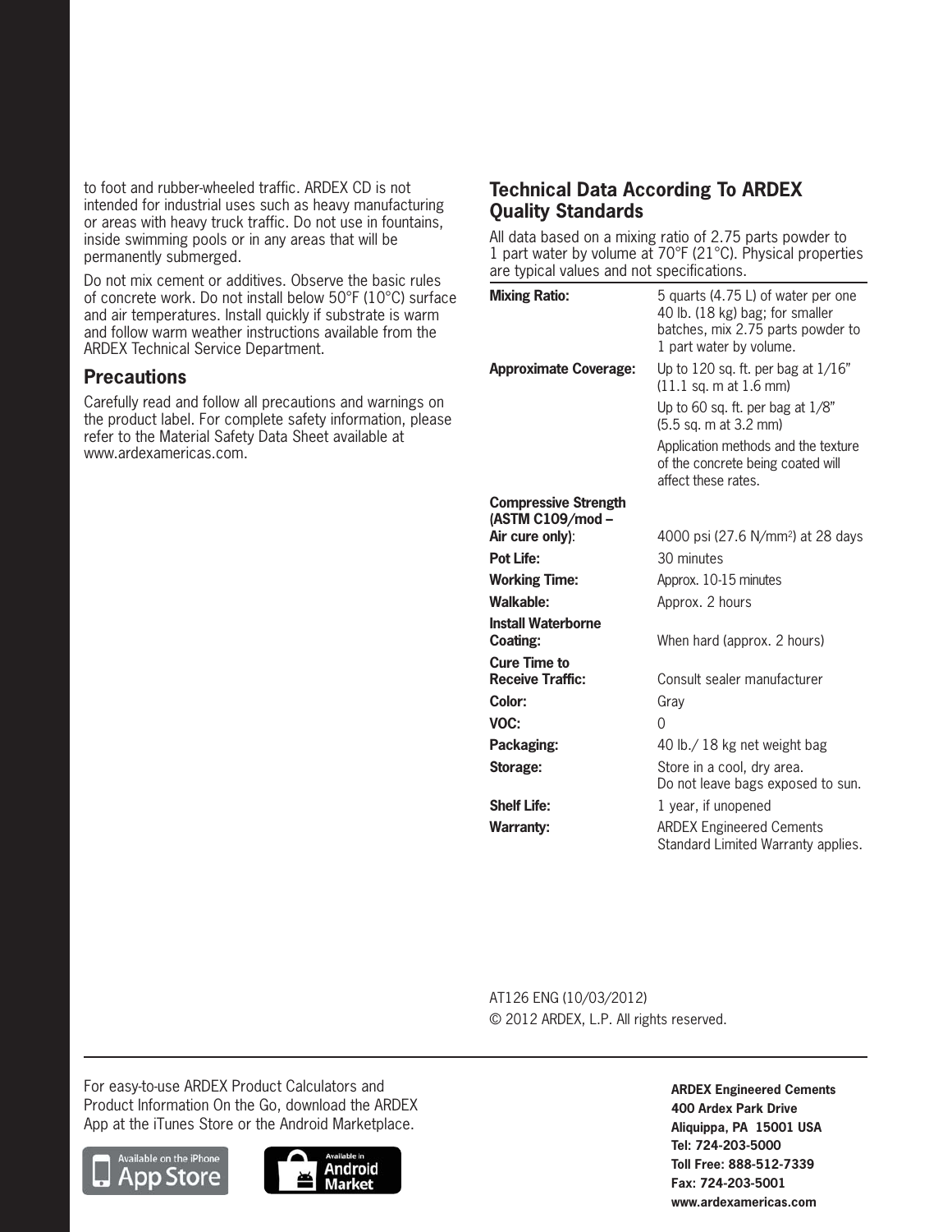to foot and rubber-wheeled traffic. ARDEX CD is not intended for industrial uses such as heavy manufacturing or areas with heavy truck traffic. Do not use in fountains, inside swimming pools or in any areas that will be permanently submerged.

Do not mix cement or additives. Observe the basic rules of concrete work. Do not install below 50°F (10°C) surface and air temperatures. Install quickly if substrate is warm and follow warm weather instructions available from the ARDEX Technical Service Department.

## Precautions

Carefully read and follow all precautions and warnings on the product label. For complete safety information, please refer to the Material Safety Data Sheet available at www.ardexamericas.com.

## Technical Data According To ARDEX Quality Standards

All data based on a mixing ratio of 2.75 parts powder to 1 part water by volume at 70°F (21°C). Physical properties are typical values and not specifications.

| | |
|---|---|
| **Mixing Ratio:** | 5 quarts (4.75 L) of water per one 40 lb. (18 kg) bag; for smaller batches, mix 2.75 parts powder to 1 part water by volume. |
| **Approximate Coverage:** | Up to 120 sq. ft. per bag at 1/16" (11.1 sq. m at 1.6 mm)<br>Up to 60 sq. ft. per bag at 1/8" (5.5 sq. m at 3.2 mm)<br>Application methods and the texture of the concrete being coated will affect these rates. |
| **Compressive Strength (ASTM C109/mod – Air cure only)**: | 4000 psi (27.6 N/mm²) at 28 days |
| **Pot Life:** | 30 minutes |
| **Working Time:** | Approx. 10-15 minutes |
| **Walkable:** | Approx. 2 hours |
| **Install Waterborne Coating:** | When hard (approx. 2 hours) |
| **Cure Time to Receive Traffic:** | Consult sealer manufacturer |
| **Color:** | Gray |
| **VOC:** | 0 |
| **Packaging:** | 40 lb./ 18 kg net weight bag |
| **Storage:** | Store in a cool, dry area. Do not leave bags exposed to sun. |
| **Shelf Life:** | 1 year, if unopened |
| **Warranty:** | ARDEX Engineered Cements Standard Limited Warranty applies. |

AT126 ENG (10/03/2012)

© 2012 ARDEX, L.P. All rights reserved.

For easy-to-use ARDEX Product Calculators and Product Information On the Go, download the ARDEX App at the iTunes Store or the Android Marketplace.

Available on the iPhone App Store

Available in Android Market

**ARDEX Engineered Cements**
**400 Ardex Park Drive**
**Aliquippa, PA 15001 USA**
**Tel: 724-203-5000**
**Toll Free: 888-512-7339**
**Fax: 724-203-5001**
**www.ardexamericas.com**